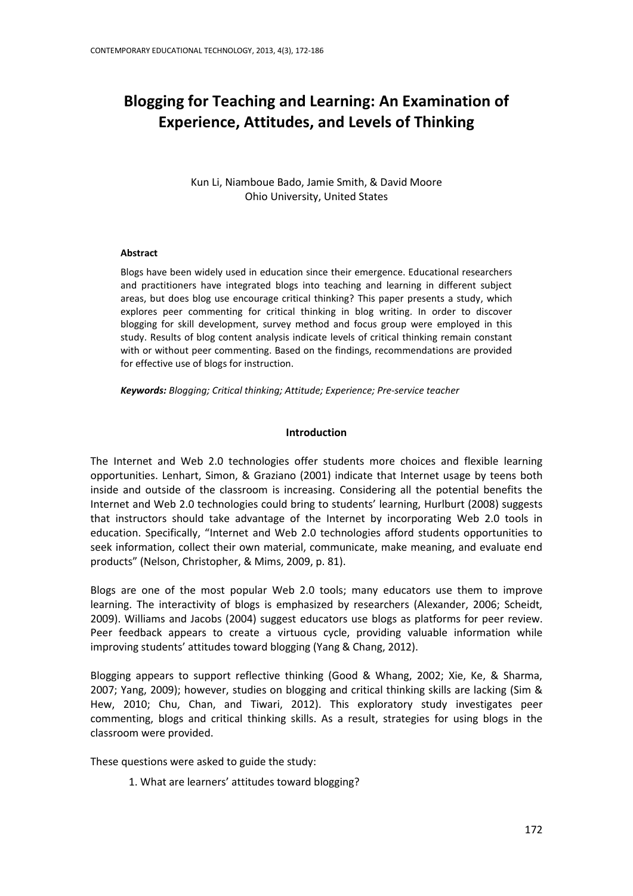# Blogging for Teaching and Learning: An Examination of Experience, Attitudes, and Levels of Thinking

Kun Li, Niamboue Bado, Jamie Smith, & David Moore
Ohio University, United States

**Abstract**

Blogs have been widely used in education since their emergence. Educational researchers and practitioners have integrated blogs into teaching and learning in different subject areas, but does blog use encourage critical thinking? This paper presents a study, which explores peer commenting for critical thinking in blog writing. In order to discover blogging for skill development, survey method and focus group were employed in this study. Results of blog content analysis indicate levels of critical thinking remain constant with or without peer commenting. Based on the findings, recommendations are provided for effective use of blogs for instruction.

***Keywords:*** *Blogging; Critical thinking; Attitude; Experience; Pre-service teacher*

## Introduction

The Internet and Web 2.0 technologies offer students more choices and flexible learning opportunities. Lenhart, Simon, & Graziano (2001) indicate that Internet usage by teens both inside and outside of the classroom is increasing. Considering all the potential benefits the Internet and Web 2.0 technologies could bring to students' learning, Hurlburt (2008) suggests that instructors should take advantage of the Internet by incorporating Web 2.0 tools in education. Specifically, "Internet and Web 2.0 technologies afford students opportunities to seek information, collect their own material, communicate, make meaning, and evaluate end products" (Nelson, Christopher, & Mims, 2009, p. 81).

Blogs are one of the most popular Web 2.0 tools; many educators use them to improve learning. The interactivity of blogs is emphasized by researchers (Alexander, 2006; Scheidt, 2009). Williams and Jacobs (2004) suggest educators use blogs as platforms for peer review. Peer feedback appears to create a virtuous cycle, providing valuable information while improving students' attitudes toward blogging (Yang & Chang, 2012).

Blogging appears to support reflective thinking (Good & Whang, 2002; Xie, Ke, & Sharma, 2007; Yang, 2009); however, studies on blogging and critical thinking skills are lacking (Sim & Hew, 2010; Chu, Chan, and Tiwari, 2012). This exploratory study investigates peer commenting, blogs and critical thinking skills. As a result, strategies for using blogs in the classroom were provided.

These questions were asked to guide the study:

1. What are learners' attitudes toward blogging?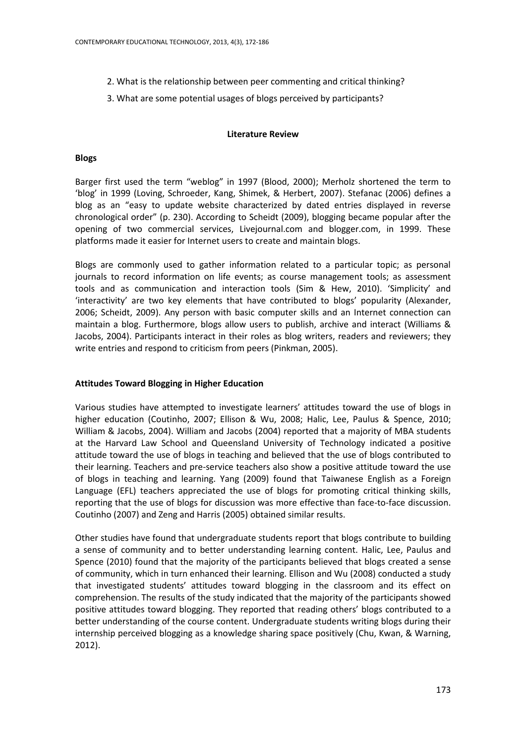2. What is the relationship between peer commenting and critical thinking?

3. What are some potential usages of blogs perceived by participants?

## Literature Review

### Blogs

Barger first used the term "weblog" in 1997 (Blood, 2000); Merholz shortened the term to 'blog' in 1999 (Loving, Schroeder, Kang, Shimek, & Herbert, 2007). Stefanac (2006) defines a blog as an "easy to update website characterized by dated entries displayed in reverse chronological order" (p. 230). According to Scheidt (2009), blogging became popular after the opening of two commercial services, Livejournal.com and blogger.com, in 1999. These platforms made it easier for Internet users to create and maintain blogs.

Blogs are commonly used to gather information related to a particular topic; as personal journals to record information on life events; as course management tools; as assessment tools and as communication and interaction tools (Sim & Hew, 2010). 'Simplicity' and 'interactivity' are two key elements that have contributed to blogs' popularity (Alexander, 2006; Scheidt, 2009). Any person with basic computer skills and an Internet connection can maintain a blog. Furthermore, blogs allow users to publish, archive and interact (Williams & Jacobs, 2004). Participants interact in their roles as blog writers, readers and reviewers; they write entries and respond to criticism from peers (Pinkman, 2005).

### Attitudes Toward Blogging in Higher Education

Various studies have attempted to investigate learners' attitudes toward the use of blogs in higher education (Coutinho, 2007; Ellison & Wu, 2008; Halic, Lee, Paulus & Spence, 2010; William & Jacobs, 2004). William and Jacobs (2004) reported that a majority of MBA students at the Harvard Law School and Queensland University of Technology indicated a positive attitude toward the use of blogs in teaching and believed that the use of blogs contributed to their learning. Teachers and pre-service teachers also show a positive attitude toward the use of blogs in teaching and learning. Yang (2009) found that Taiwanese English as a Foreign Language (EFL) teachers appreciated the use of blogs for promoting critical thinking skills, reporting that the use of blogs for discussion was more effective than face-to-face discussion. Coutinho (2007) and Zeng and Harris (2005) obtained similar results.

Other studies have found that undergraduate students report that blogs contribute to building a sense of community and to better understanding learning content. Halic, Lee, Paulus and Spence (2010) found that the majority of the participants believed that blogs created a sense of community, which in turn enhanced their learning. Ellison and Wu (2008) conducted a study that investigated students' attitudes toward blogging in the classroom and its effect on comprehension. The results of the study indicated that the majority of the participants showed positive attitudes toward blogging. They reported that reading others' blogs contributed to a better understanding of the course content. Undergraduate students writing blogs during their internship perceived blogging as a knowledge sharing space positively (Chu, Kwan, & Warning, 2012).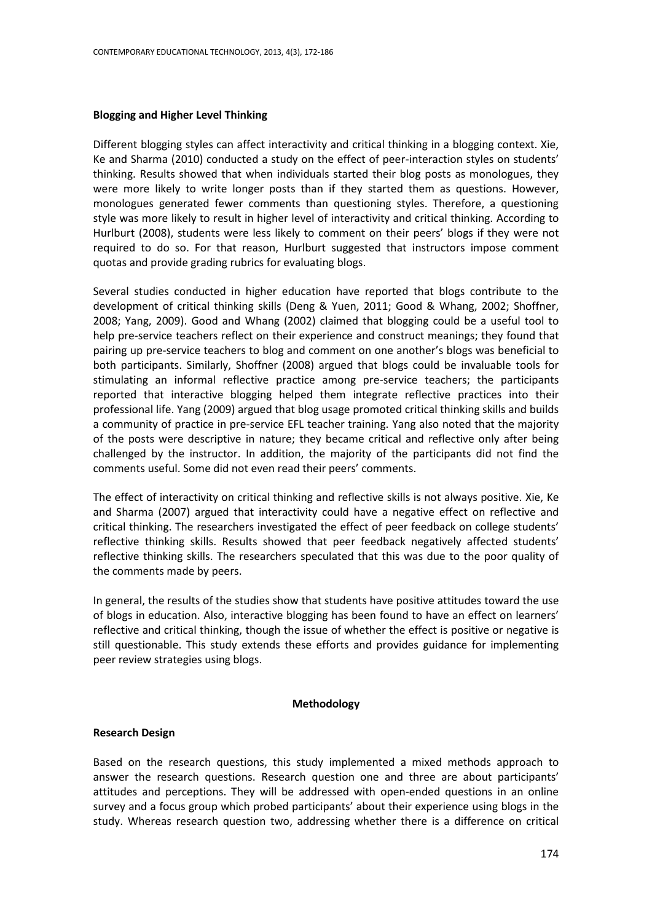### Blogging and Higher Level Thinking

Different blogging styles can affect interactivity and critical thinking in a blogging context. Xie, Ke and Sharma (2010) conducted a study on the effect of peer-interaction styles on students' thinking. Results showed that when individuals started their blog posts as monologues, they were more likely to write longer posts than if they started them as questions. However, monologues generated fewer comments than questioning styles. Therefore, a questioning style was more likely to result in higher level of interactivity and critical thinking. According to Hurlburt (2008), students were less likely to comment on their peers' blogs if they were not required to do so. For that reason, Hurlburt suggested that instructors impose comment quotas and provide grading rubrics for evaluating blogs.

Several studies conducted in higher education have reported that blogs contribute to the development of critical thinking skills (Deng & Yuen, 2011; Good & Whang, 2002; Shoffner, 2008; Yang, 2009). Good and Whang (2002) claimed that blogging could be a useful tool to help pre-service teachers reflect on their experience and construct meanings; they found that pairing up pre-service teachers to blog and comment on one another's blogs was beneficial to both participants. Similarly, Shoffner (2008) argued that blogs could be invaluable tools for stimulating an informal reflective practice among pre-service teachers; the participants reported that interactive blogging helped them integrate reflective practices into their professional life. Yang (2009) argued that blog usage promoted critical thinking skills and builds a community of practice in pre-service EFL teacher training. Yang also noted that the majority of the posts were descriptive in nature; they became critical and reflective only after being challenged by the instructor. In addition, the majority of the participants did not find the comments useful. Some did not even read their peers' comments.

The effect of interactivity on critical thinking and reflective skills is not always positive. Xie, Ke and Sharma (2007) argued that interactivity could have a negative effect on reflective and critical thinking. The researchers investigated the effect of peer feedback on college students' reflective thinking skills. Results showed that peer feedback negatively affected students' reflective thinking skills. The researchers speculated that this was due to the poor quality of the comments made by peers.

In general, the results of the studies show that students have positive attitudes toward the use of blogs in education. Also, interactive blogging has been found to have an effect on learners' reflective and critical thinking, though the issue of whether the effect is positive or negative is still questionable. This study extends these efforts and provides guidance for implementing peer review strategies using blogs.

## Methodology

### Research Design

Based on the research questions, this study implemented a mixed methods approach to answer the research questions. Research question one and three are about participants' attitudes and perceptions. They will be addressed with open-ended questions in an online survey and a focus group which probed participants' about their experience using blogs in the study. Whereas research question two, addressing whether there is a difference on critical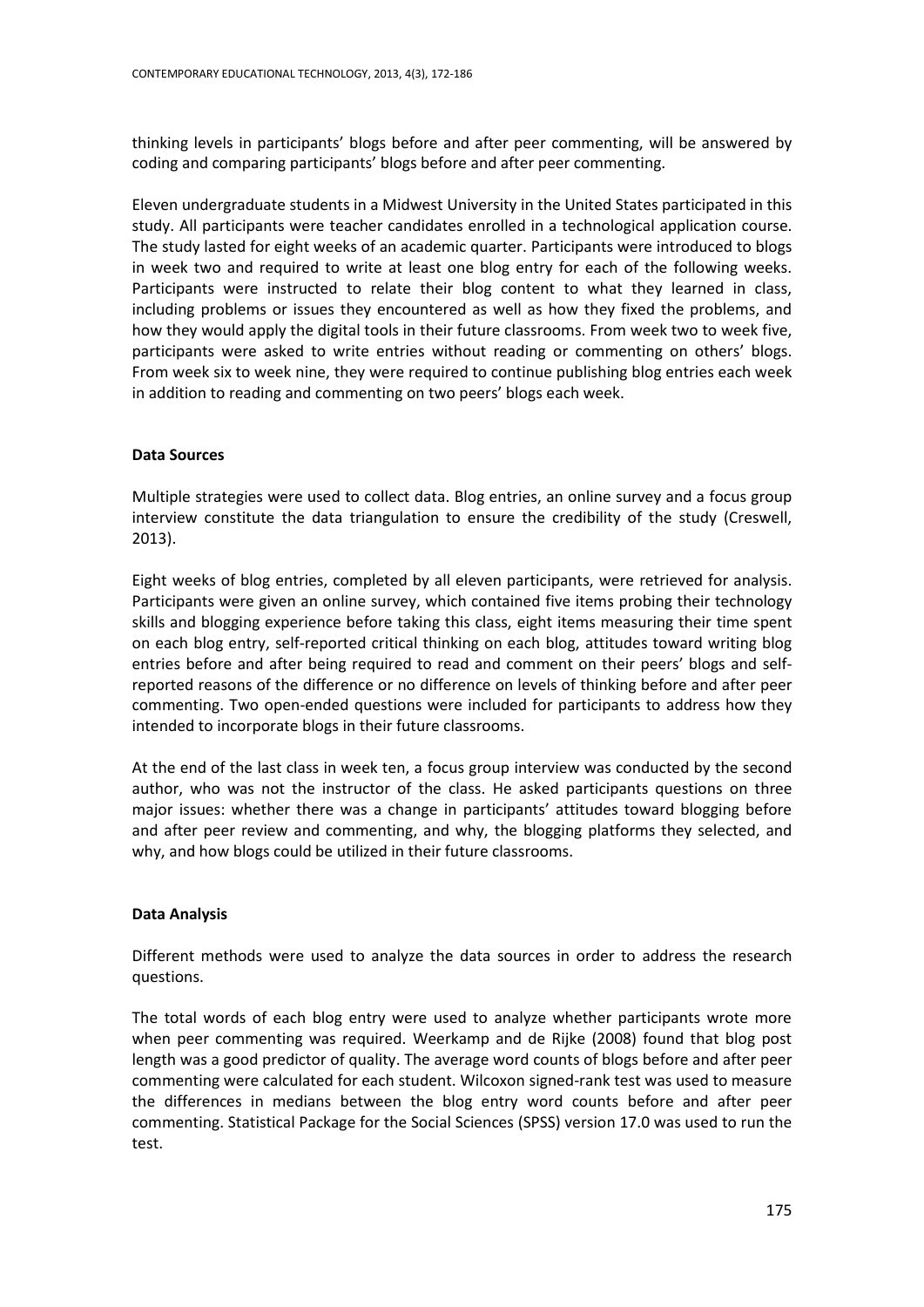thinking levels in participants' blogs before and after peer commenting, will be answered by coding and comparing participants' blogs before and after peer commenting.

Eleven undergraduate students in a Midwest University in the United States participated in this study. All participants were teacher candidates enrolled in a technological application course. The study lasted for eight weeks of an academic quarter. Participants were introduced to blogs in week two and required to write at least one blog entry for each of the following weeks. Participants were instructed to relate their blog content to what they learned in class, including problems or issues they encountered as well as how they fixed the problems, and how they would apply the digital tools in their future classrooms. From week two to week five, participants were asked to write entries without reading or commenting on others' blogs. From week six to week nine, they were required to continue publishing blog entries each week in addition to reading and commenting on two peers' blogs each week.

### Data Sources

Multiple strategies were used to collect data. Blog entries, an online survey and a focus group interview constitute the data triangulation to ensure the credibility of the study (Creswell, 2013).

Eight weeks of blog entries, completed by all eleven participants, were retrieved for analysis. Participants were given an online survey, which contained five items probing their technology skills and blogging experience before taking this class, eight items measuring their time spent on each blog entry, self-reported critical thinking on each blog, attitudes toward writing blog entries before and after being required to read and comment on their peers' blogs and self-reported reasons of the difference or no difference on levels of thinking before and after peer commenting. Two open-ended questions were included for participants to address how they intended to incorporate blogs in their future classrooms.

At the end of the last class in week ten, a focus group interview was conducted by the second author, who was not the instructor of the class. He asked participants questions on three major issues: whether there was a change in participants' attitudes toward blogging before and after peer review and commenting, and why, the blogging platforms they selected, and why, and how blogs could be utilized in their future classrooms.

### Data Analysis

Different methods were used to analyze the data sources in order to address the research questions.

The total words of each blog entry were used to analyze whether participants wrote more when peer commenting was required. Weerkamp and de Rijke (2008) found that blog post length was a good predictor of quality. The average word counts of blogs before and after peer commenting were calculated for each student. Wilcoxon signed-rank test was used to measure the differences in medians between the blog entry word counts before and after peer commenting. Statistical Package for the Social Sciences (SPSS) version 17.0 was used to run the test.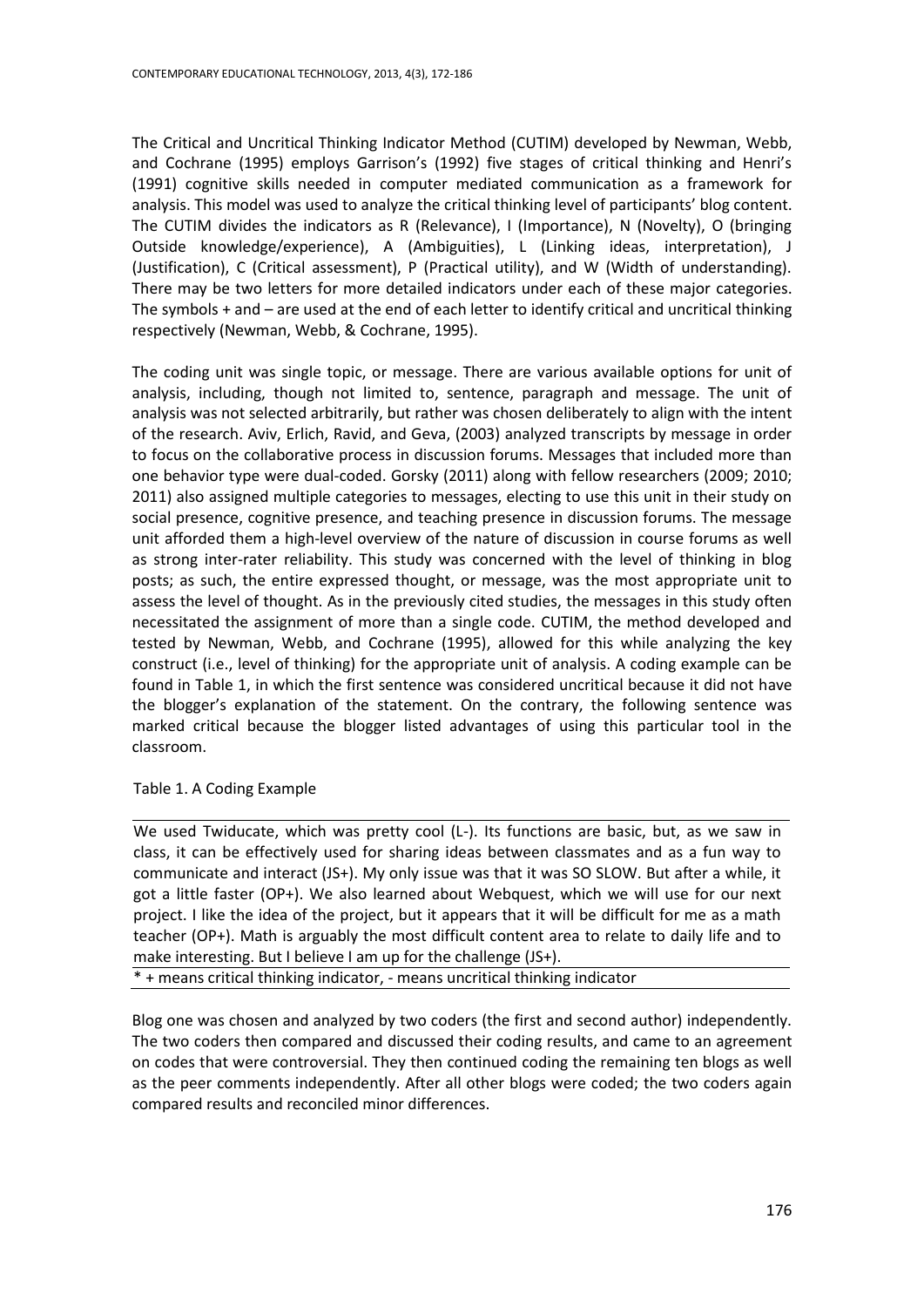The Critical and Uncritical Thinking Indicator Method (CUTIM) developed by Newman, Webb, and Cochrane (1995) employs Garrison's (1992) five stages of critical thinking and Henri's (1991) cognitive skills needed in computer mediated communication as a framework for analysis. This model was used to analyze the critical thinking level of participants' blog content. The CUTIM divides the indicators as R (Relevance), I (Importance), N (Novelty), O (bringing Outside knowledge/experience), A (Ambiguities), L (Linking ideas, interpretation), J (Justification), C (Critical assessment), P (Practical utility), and W (Width of understanding). There may be two letters for more detailed indicators under each of these major categories. The symbols + and – are used at the end of each letter to identify critical and uncritical thinking respectively (Newman, Webb, & Cochrane, 1995).

The coding unit was single topic, or message. There are various available options for unit of analysis, including, though not limited to, sentence, paragraph and message. The unit of analysis was not selected arbitrarily, but rather was chosen deliberately to align with the intent of the research. Aviv, Erlich, Ravid, and Geva, (2003) analyzed transcripts by message in order to focus on the collaborative process in discussion forums. Messages that included more than one behavior type were dual-coded. Gorsky (2011) along with fellow researchers (2009; 2010; 2011) also assigned multiple categories to messages, electing to use this unit in their study on social presence, cognitive presence, and teaching presence in discussion forums. The message unit afforded them a high-level overview of the nature of discussion in course forums as well as strong inter-rater reliability. This study was concerned with the level of thinking in blog posts; as such, the entire expressed thought, or message, was the most appropriate unit to assess the level of thought. As in the previously cited studies, the messages in this study often necessitated the assignment of more than a single code. CUTIM, the method developed and tested by Newman, Webb, and Cochrane (1995), allowed for this while analyzing the key construct (i.e., level of thinking) for the appropriate unit of analysis. A coding example can be found in Table 1, in which the first sentence was considered uncritical because it did not have the blogger's explanation of the statement. On the contrary, the following sentence was marked critical because the blogger listed advantages of using this particular tool in the classroom.

Table 1. A Coding Example

| |
|---|
| We used Twiducate, which was pretty cool (L-). Its functions are basic, but, as we saw in class, it can be effectively used for sharing ideas between classmates and as a fun way to communicate and interact (JS+). My only issue was that it was SO SLOW. But after a while, it got a little faster (OP+). We also learned about Webquest, which we will use for our next project. I like the idea of the project, but it appears that it will be difficult for me as a math teacher (OP+). Math is arguably the most difficult content area to relate to daily life and to make interesting. But I believe I am up for the challenge (JS+). |
| * + means critical thinking indicator, - means uncritical thinking indicator |

Blog one was chosen and analyzed by two coders (the first and second author) independently. The two coders then compared and discussed their coding results, and came to an agreement on codes that were controversial. They then continued coding the remaining ten blogs as well as the peer comments independently. After all other blogs were coded; the two coders again compared results and reconciled minor differences.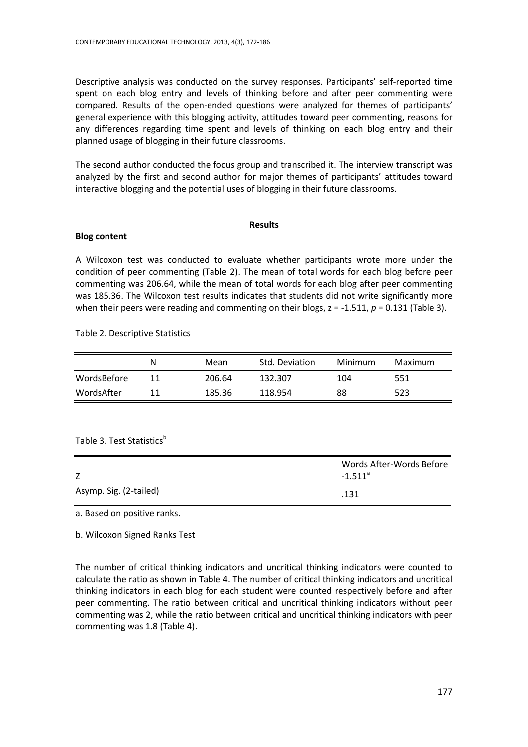Descriptive analysis was conducted on the survey responses. Participants' self-reported time spent on each blog entry and levels of thinking before and after peer commenting were compared. Results of the open-ended questions were analyzed for themes of participants' general experience with this blogging activity, attitudes toward peer commenting, reasons for any differences regarding time spent and levels of thinking on each blog entry and their planned usage of blogging in their future classrooms.

The second author conducted the focus group and transcribed it. The interview transcript was analyzed by the first and second author for major themes of participants' attitudes toward interactive blogging and the potential uses of blogging in their future classrooms.

## Results

### Blog content

A Wilcoxon test was conducted to evaluate whether participants wrote more under the condition of peer commenting (Table 2). The mean of total words for each blog before peer commenting was 206.64, while the mean of total words for each blog after peer commenting was 185.36. The Wilcoxon test results indicates that students did not write significantly more when their peers were reading and commenting on their blogs, $z = -1.511$, $p = 0.131$ (Table 3).

Table 2. Descriptive Statistics

| | N | Mean | Std. Deviation | Minimum | Maximum |
|---|---|---|---|---|---|
| WordsBefore | 11 | 206.64 | 132.307 | 104 | 551 |
| WordsAfter | 11 | 185.36 | 118.954 | 88 | 523 |

Table 3. Test Statistics[b]

| | Words After-Words Before |
|---|---|
| Z | -1.511[a] |
| Asymp. Sig. (2-tailed) | .131 |

a. Based on positive ranks.

b. Wilcoxon Signed Ranks Test

The number of critical thinking indicators and uncritical thinking indicators were counted to calculate the ratio as shown in Table 4. The number of critical thinking indicators and uncritical thinking indicators in each blog for each student were counted respectively before and after peer commenting. The ratio between critical and uncritical thinking indicators without peer commenting was 2, while the ratio between critical and uncritical thinking indicators with peer commenting was 1.8 (Table 4).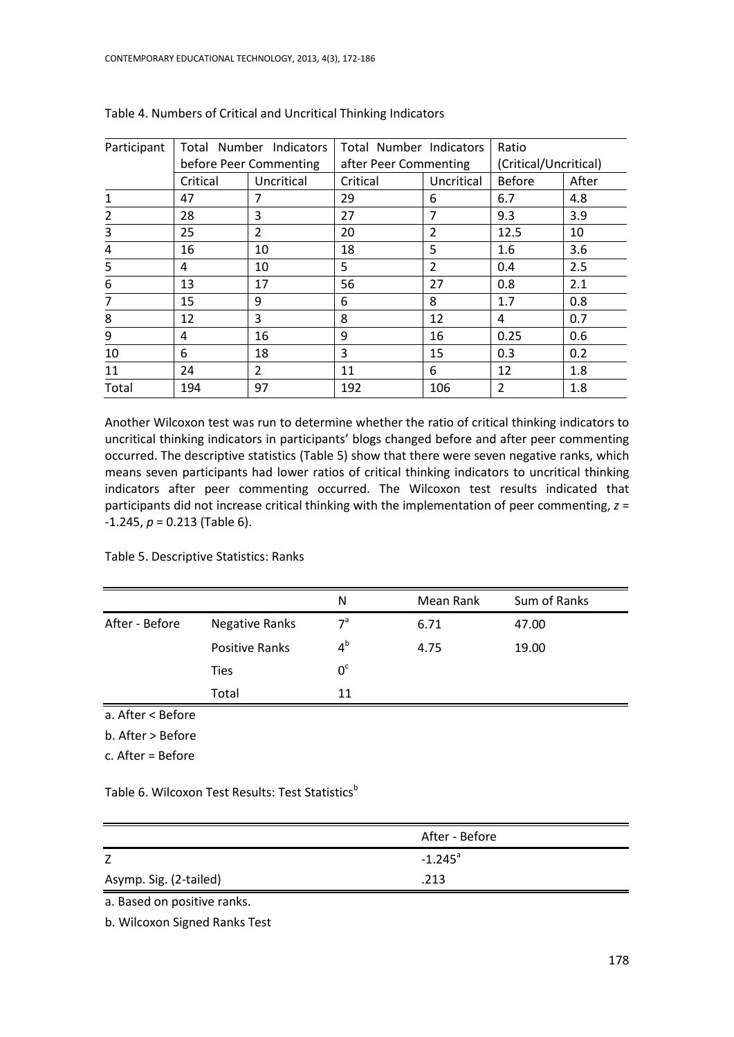Table 4. Numbers of Critical and Uncritical Thinking Indicators

| Participant | Total Number Indicators before Peer Commenting | | Total Number Indicators after Peer Commenting | | Ratio (Critical/Uncritical) | |
|---|---|---|---|---|---|---|
| | Critical | Uncritical | Critical | Uncritical | Before | After |
| 1 | 47 | 7 | 29 | 6 | 6.7 | 4.8 |
| 2 | 28 | 3 | 27 | 7 | 9.3 | 3.9 |
| 3 | 25 | 2 | 20 | 2 | 12.5 | 10 |
| 4 | 16 | 10 | 18 | 5 | 1.6 | 3.6 |
| 5 | 4 | 10 | 5 | 2 | 0.4 | 2.5 |
| 6 | 13 | 17 | 56 | 27 | 0.8 | 2.1 |
| 7 | 15 | 9 | 6 | 8 | 1.7 | 0.8 |
| 8 | 12 | 3 | 8 | 12 | 4 | 0.7 |
| 9 | 4 | 16 | 9 | 16 | 0.25 | 0.6 |
| 10 | 6 | 18 | 3 | 15 | 0.3 | 0.2 |
| 11 | 24 | 2 | 11 | 6 | 12 | 1.8 |
| Total | 194 | 97 | 192 | 106 | 2 | 1.8 |

Another Wilcoxon test was run to determine whether the ratio of critical thinking indicators to uncritical thinking indicators in participants' blogs changed before and after peer commenting occurred. The descriptive statistics (Table 5) show that there were seven negative ranks, which means seven participants had lower ratios of critical thinking indicators to uncritical thinking indicators after peer commenting occurred. The Wilcoxon test results indicated that participants did not increase critical thinking with the implementation of peer commenting, $z = -1.245$, $p = 0.213$ (Table 6).

Table 5. Descriptive Statistics: Ranks

| | | N | Mean Rank | Sum of Ranks |
|---|---|---|---|---|
| After - Before | Negative Ranks | 7[a] | 6.71 | 47.00 |
| | Positive Ranks | 4[b] | 4.75 | 19.00 |
| | Ties | 0[c] | | |
| | Total | 11 | | |

a. After < Before

b. After > Before

c. After = Before

Table 6. Wilcoxon Test Results: Test Statistics[b]

| | After - Before |
|---|---|
| Z | -1.245[a] |
| Asymp. Sig. (2-tailed) | .213 |

a. Based on positive ranks.

b. Wilcoxon Signed Ranks Test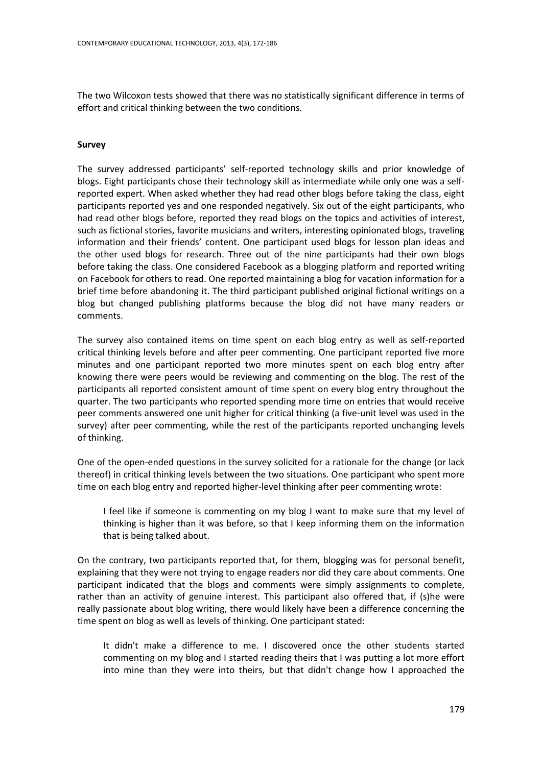The two Wilcoxon tests showed that there was no statistically significant difference in terms of effort and critical thinking between the two conditions.

**Survey**

The survey addressed participants' self-reported technology skills and prior knowledge of blogs. Eight participants chose their technology skill as intermediate while only one was a self-reported expert. When asked whether they had read other blogs before taking the class, eight participants reported yes and one responded negatively. Six out of the eight participants, who had read other blogs before, reported they read blogs on the topics and activities of interest, such as fictional stories, favorite musicians and writers, interesting opinionated blogs, traveling information and their friends' content. One participant used blogs for lesson plan ideas and the other used blogs for research. Three out of the nine participants had their own blogs before taking the class. One considered Facebook as a blogging platform and reported writing on Facebook for others to read. One reported maintaining a blog for vacation information for a brief time before abandoning it. The third participant published original fictional writings on a blog but changed publishing platforms because the blog did not have many readers or comments.

The survey also contained items on time spent on each blog entry as well as self-reported critical thinking levels before and after peer commenting. One participant reported five more minutes and one participant reported two more minutes spent on each blog entry after knowing there were peers would be reviewing and commenting on the blog. The rest of the participants all reported consistent amount of time spent on every blog entry throughout the quarter. The two participants who reported spending more time on entries that would receive peer comments answered one unit higher for critical thinking (a five-unit level was used in the survey) after peer commenting, while the rest of the participants reported unchanging levels of thinking.

One of the open-ended questions in the survey solicited for a rationale for the change (or lack thereof) in critical thinking levels between the two situations. One participant who spent more time on each blog entry and reported higher-level thinking after peer commenting wrote:

> I feel like if someone is commenting on my blog I want to make sure that my level of thinking is higher than it was before, so that I keep informing them on the information that is being talked about.

On the contrary, two participants reported that, for them, blogging was for personal benefit, explaining that they were not trying to engage readers nor did they care about comments. One participant indicated that the blogs and comments were simply assignments to complete, rather than an activity of genuine interest. This participant also offered that, if (s)he were really passionate about blog writing, there would likely have been a difference concerning the time spent on blog as well as levels of thinking. One participant stated:

> It didn't make a difference to me. I discovered once the other students started commenting on my blog and I started reading theirs that I was putting a lot more effort into mine than they were into theirs, but that didn't change how I approached the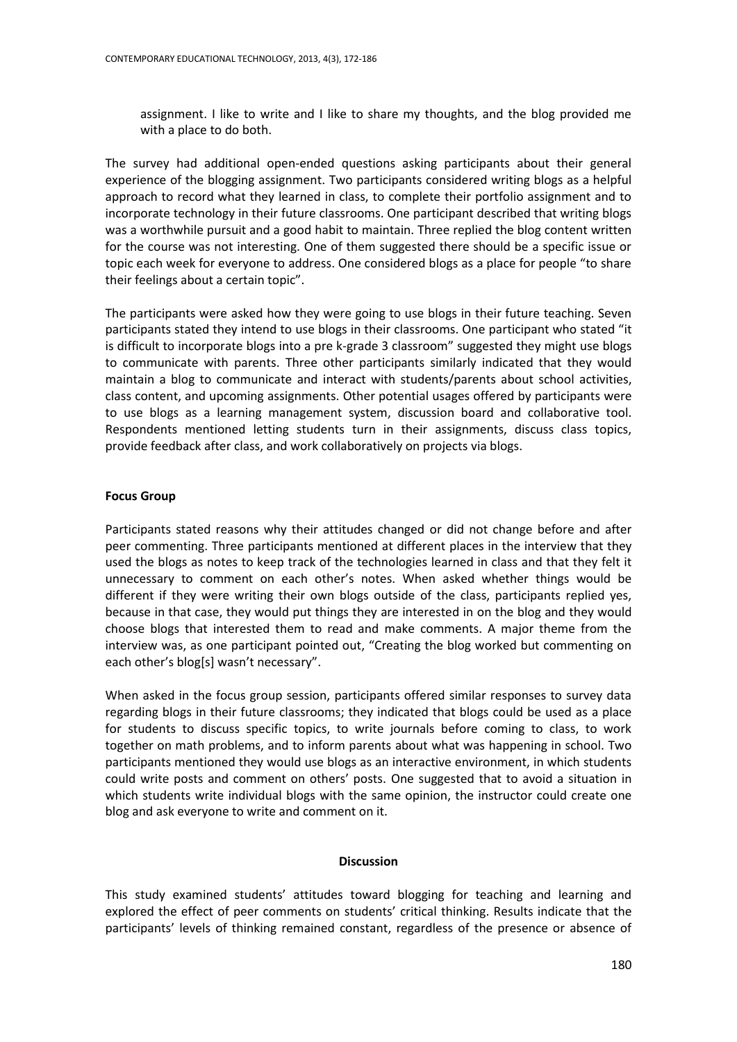assignment. I like to write and I like to share my thoughts, and the blog provided me with a place to do both.

The survey had additional open-ended questions asking participants about their general experience of the blogging assignment. Two participants considered writing blogs as a helpful approach to record what they learned in class, to complete their portfolio assignment and to incorporate technology in their future classrooms. One participant described that writing blogs was a worthwhile pursuit and a good habit to maintain. Three replied the blog content written for the course was not interesting. One of them suggested there should be a specific issue or topic each week for everyone to address. One considered blogs as a place for people "to share their feelings about a certain topic".

The participants were asked how they were going to use blogs in their future teaching. Seven participants stated they intend to use blogs in their classrooms. One participant who stated "it is difficult to incorporate blogs into a pre k-grade 3 classroom" suggested they might use blogs to communicate with parents. Three other participants similarly indicated that they would maintain a blog to communicate and interact with students/parents about school activities, class content, and upcoming assignments. Other potential usages offered by participants were to use blogs as a learning management system, discussion board and collaborative tool. Respondents mentioned letting students turn in their assignments, discuss class topics, provide feedback after class, and work collaboratively on projects via blogs.

**Focus Group**

Participants stated reasons why their attitudes changed or did not change before and after peer commenting. Three participants mentioned at different places in the interview that they used the blogs as notes to keep track of the technologies learned in class and that they felt it unnecessary to comment on each other's notes. When asked whether things would be different if they were writing their own blogs outside of the class, participants replied yes, because in that case, they would put things they are interested in on the blog and they would choose blogs that interested them to read and make comments. A major theme from the interview was, as one participant pointed out, "Creating the blog worked but commenting on each other's blog[s] wasn't necessary".

When asked in the focus group session, participants offered similar responses to survey data regarding blogs in their future classrooms; they indicated that blogs could be used as a place for students to discuss specific topics, to write journals before coming to class, to work together on math problems, and to inform parents about what was happening in school. Two participants mentioned they would use blogs as an interactive environment, in which students could write posts and comment on others' posts. One suggested that to avoid a situation in which students write individual blogs with the same opinion, the instructor could create one blog and ask everyone to write and comment on it.

## Discussion

This study examined students' attitudes toward blogging for teaching and learning and explored the effect of peer comments on students' critical thinking. Results indicate that the participants' levels of thinking remained constant, regardless of the presence or absence of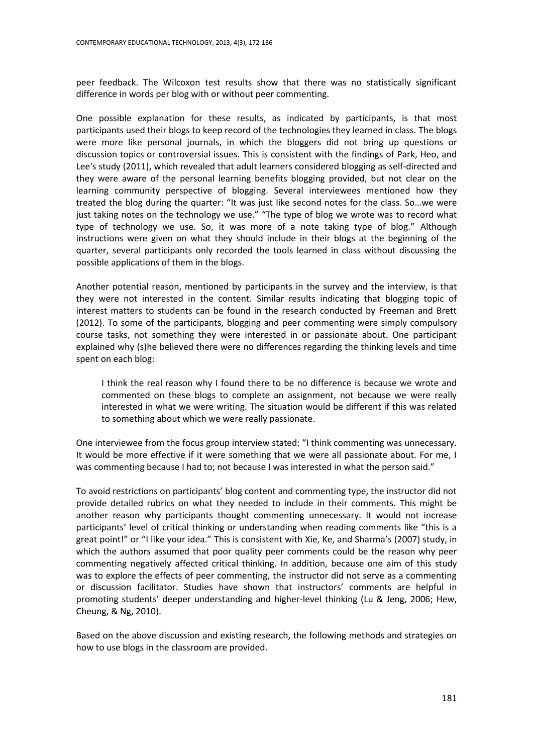peer feedback. The Wilcoxon test results show that there was no statistically significant difference in words per blog with or without peer commenting.

One possible explanation for these results, as indicated by participants, is that most participants used their blogs to keep record of the technologies they learned in class. The blogs were more like personal journals, in which the bloggers did not bring up questions or discussion topics or controversial issues. This is consistent with the findings of Park, Heo, and Lee's study (2011), which revealed that adult learners considered blogging as self-directed and they were aware of the personal learning benefits blogging provided, but not clear on the learning community perspective of blogging. Several interviewees mentioned how they treated the blog during the quarter: "It was just like second notes for the class. So…we were just taking notes on the technology we use." "The type of blog we wrote was to record what type of technology we use. So, it was more of a note taking type of blog." Although instructions were given on what they should include in their blogs at the beginning of the quarter, several participants only recorded the tools learned in class without discussing the possible applications of them in the blogs.

Another potential reason, mentioned by participants in the survey and the interview, is that they were not interested in the content. Similar results indicating that blogging topic of interest matters to students can be found in the research conducted by Freeman and Brett (2012). To some of the participants, blogging and peer commenting were simply compulsory course tasks, not something they were interested in or passionate about. One participant explained why (s)he believed there were no differences regarding the thinking levels and time spent on each blog:

> I think the real reason why I found there to be no difference is because we wrote and commented on these blogs to complete an assignment, not because we were really interested in what we were writing. The situation would be different if this was related to something about which we were really passionate.

One interviewee from the focus group interview stated: "I think commenting was unnecessary. It would be more effective if it were something that we were all passionate about. For me, I was commenting because I had to; not because I was interested in what the person said."

To avoid restrictions on participants' blog content and commenting type, the instructor did not provide detailed rubrics on what they needed to include in their comments. This might be another reason why participants thought commenting unnecessary. It would not increase participants' level of critical thinking or understanding when reading comments like "this is a great point!" or "I like your idea." This is consistent with Xie, Ke, and Sharma's (2007) study, in which the authors assumed that poor quality peer comments could be the reason why peer commenting negatively affected critical thinking. In addition, because one aim of this study was to explore the effects of peer commenting, the instructor did not serve as a commenting or discussion facilitator. Studies have shown that instructors' comments are helpful in promoting students' deeper understanding and higher-level thinking (Lu & Jeng, 2006; Hew, Cheung, & Ng, 2010).

Based on the above discussion and existing research, the following methods and strategies on how to use blogs in the classroom are provided.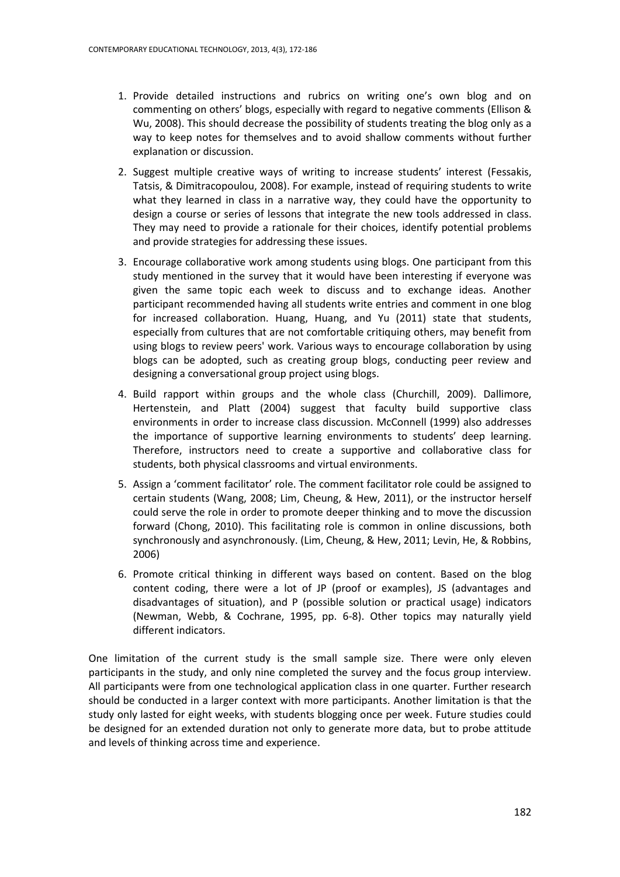1. Provide detailed instructions and rubrics on writing one's own blog and on commenting on others' blogs, especially with regard to negative comments (Ellison & Wu, 2008). This should decrease the possibility of students treating the blog only as a way to keep notes for themselves and to avoid shallow comments without further explanation or discussion.
2. Suggest multiple creative ways of writing to increase students' interest (Fessakis, Tatsis, & Dimitracopoulou, 2008). For example, instead of requiring students to write what they learned in class in a narrative way, they could have the opportunity to design a course or series of lessons that integrate the new tools addressed in class. They may need to provide a rationale for their choices, identify potential problems and provide strategies for addressing these issues.
3. Encourage collaborative work among students using blogs. One participant from this study mentioned in the survey that it would have been interesting if everyone was given the same topic each week to discuss and to exchange ideas. Another participant recommended having all students write entries and comment in one blog for increased collaboration. Huang, Huang, and Yu (2011) state that students, especially from cultures that are not comfortable critiquing others, may benefit from using blogs to review peers' work. Various ways to encourage collaboration by using blogs can be adopted, such as creating group blogs, conducting peer review and designing a conversational group project using blogs.
4. Build rapport within groups and the whole class (Churchill, 2009). Dallimore, Hertenstein, and Platt (2004) suggest that faculty build supportive class environments in order to increase class discussion. McConnell (1999) also addresses the importance of supportive learning environments to students' deep learning. Therefore, instructors need to create a supportive and collaborative class for students, both physical classrooms and virtual environments.
5. Assign a 'comment facilitator' role. The comment facilitator role could be assigned to certain students (Wang, 2008; Lim, Cheung, & Hew, 2011), or the instructor herself could serve the role in order to promote deeper thinking and to move the discussion forward (Chong, 2010). This facilitating role is common in online discussions, both synchronously and asynchronously. (Lim, Cheung, & Hew, 2011; Levin, He, & Robbins, 2006)
6. Promote critical thinking in different ways based on content. Based on the blog content coding, there were a lot of JP (proof or examples), JS (advantages and disadvantages of situation), and P (possible solution or practical usage) indicators (Newman, Webb, & Cochrane, 1995, pp. 6-8). Other topics may naturally yield different indicators.

One limitation of the current study is the small sample size. There were only eleven participants in the study, and only nine completed the survey and the focus group interview. All participants were from one technological application class in one quarter. Further research should be conducted in a larger context with more participants. Another limitation is that the study only lasted for eight weeks, with students blogging once per week. Future studies could be designed for an extended duration not only to generate more data, but to probe attitude and levels of thinking across time and experience.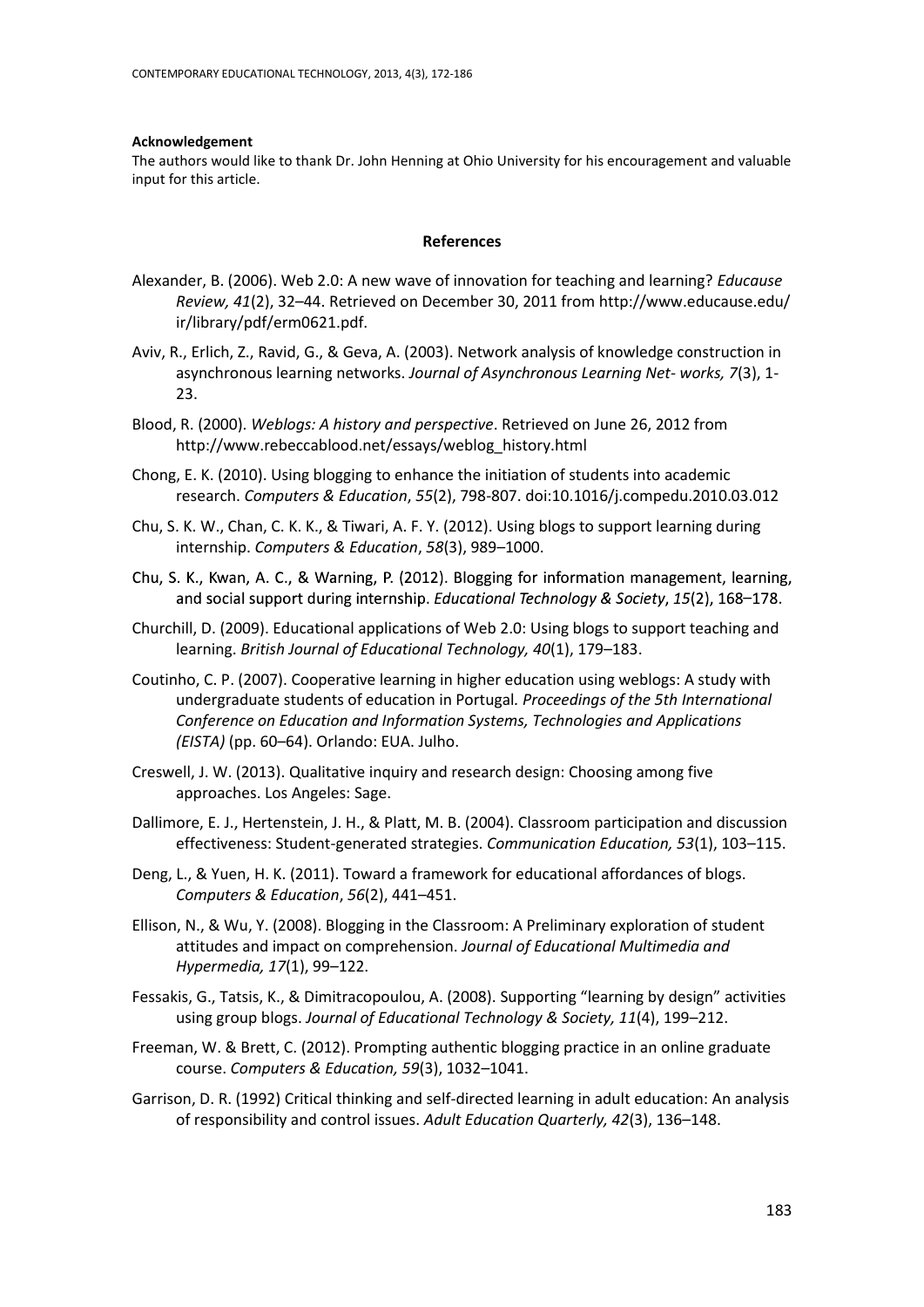**Acknowledgement**

The authors would like to thank Dr. John Henning at Ohio University for his encouragement and valuable input for this article.

## References

Alexander, B. (2006). Web 2.0: A new wave of innovation for teaching and learning? *Educause Review, 41*(2), 32–44. Retrieved on December 30, 2011 from http://www.educause.edu/ir/library/pdf/erm0621.pdf.

Aviv, R., Erlich, Z., Ravid, G., & Geva, A. (2003). Network analysis of knowledge construction in asynchronous learning networks. *Journal of Asynchronous Learning Net- works, 7*(3), 1-23.

Blood, R. (2000). *Weblogs: A history and perspective*. Retrieved on June 26, 2012 from http://www.rebeccablood.net/essays/weblog_history.html

Chong, E. K. (2010). Using blogging to enhance the initiation of students into academic research. *Computers & Education*, *55*(2), 798-807. doi:10.1016/j.compedu.2010.03.012

Chu, S. K. W., Chan, C. K. K., & Tiwari, A. F. Y. (2012). Using blogs to support learning during internship. *Computers & Education*, *58*(3), 989–1000.

Chu, S. K., Kwan, A. C., & Warning, P. (2012). Blogging for information management, learning, and social support during internship. *Educational Technology & Society*, *15*(2), 168–178.

Churchill, D. (2009). Educational applications of Web 2.0: Using blogs to support teaching and learning. *British Journal of Educational Technology, 40*(1), 179–183.

Coutinho, C. P. (2007). Cooperative learning in higher education using weblogs: A study with undergraduate students of education in Portugal. *Proceedings of the 5th International Conference on Education and Information Systems, Technologies and Applications (EISTA)* (pp. 60–64). Orlando: EUA. Julho.

Creswell, J. W. (2013). Qualitative inquiry and research design: Choosing among five approaches. Los Angeles: Sage.

Dallimore, E. J., Hertenstein, J. H., & Platt, M. B. (2004). Classroom participation and discussion effectiveness: Student-generated strategies. *Communication Education, 53*(1), 103–115.

Deng, L., & Yuen, H. K. (2011). Toward a framework for educational affordances of blogs. *Computers & Education*, *56*(2), 441–451.

Ellison, N., & Wu, Y. (2008). Blogging in the Classroom: A Preliminary exploration of student attitudes and impact on comprehension. *Journal of Educational Multimedia and Hypermedia, 17*(1), 99–122.

Fessakis, G., Tatsis, K., & Dimitracopoulou, A. (2008). Supporting "learning by design" activities using group blogs. *Journal of Educational Technology & Society, 11*(4), 199–212.

Freeman, W. & Brett, C. (2012). Prompting authentic blogging practice in an online graduate course. *Computers & Education, 59*(3), 1032–1041.

Garrison, D. R. (1992) Critical thinking and self-directed learning in adult education: An analysis of responsibility and control issues. *Adult Education Quarterly, 42*(3), 136–148.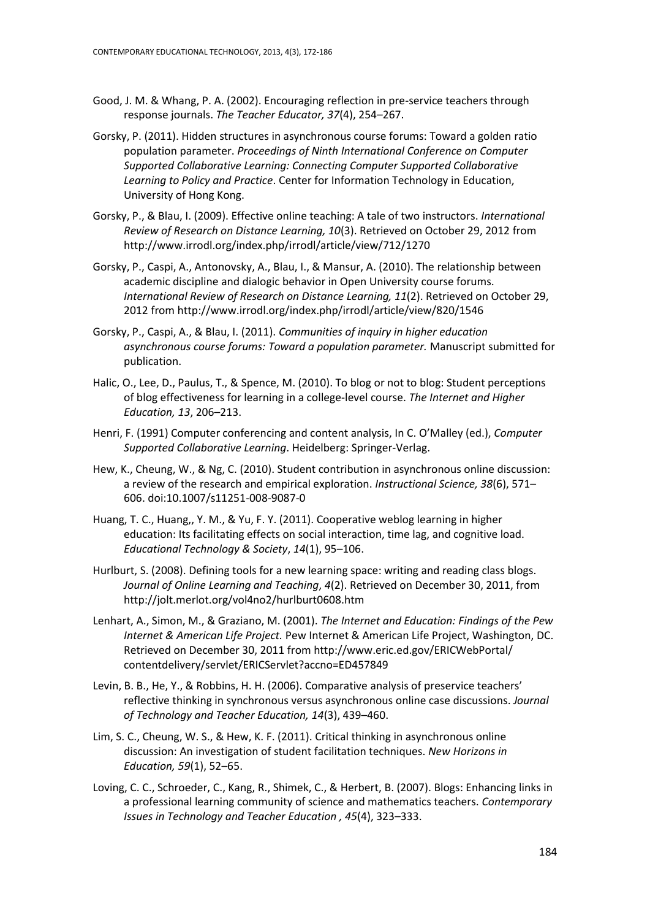Good, J. M. & Whang, P. A. (2002). Encouraging reflection in pre-service teachers through response journals. *The Teacher Educator, 37*(4), 254–267.

Gorsky, P. (2011). Hidden structures in asynchronous course forums: Toward a golden ratio population parameter. *Proceedings of Ninth International Conference on Computer Supported Collaborative Learning: Connecting Computer Supported Collaborative Learning to Policy and Practice*. Center for Information Technology in Education, University of Hong Kong.

Gorsky, P., & Blau, I. (2009). Effective online teaching: A tale of two instructors. *International Review of Research on Distance Learning, 10*(3). Retrieved on October 29, 2012 from http://www.irrodl.org/index.php/irrodl/article/view/712/1270

Gorsky, P., Caspi, A., Antonovsky, A., Blau, I., & Mansur, A. (2010). The relationship between academic discipline and dialogic behavior in Open University course forums. *International Review of Research on Distance Learning, 11*(2). Retrieved on October 29, 2012 from http://www.irrodl.org/index.php/irrodl/article/view/820/1546

Gorsky, P., Caspi, A., & Blau, I. (2011). *Communities of inquiry in higher education asynchronous course forums: Toward a population parameter.* Manuscript submitted for publication.

Halic, O., Lee, D., Paulus, T., & Spence, M. (2010). To blog or not to blog: Student perceptions of blog effectiveness for learning in a college-level course. *The Internet and Higher Education, 13*, 206–213.

Henri, F. (1991) Computer conferencing and content analysis, In C. O'Malley (ed.), *Computer Supported Collaborative Learning*. Heidelberg: Springer-Verlag.

Hew, K., Cheung, W., & Ng, C. (2010). Student contribution in asynchronous online discussion: a review of the research and empirical exploration. *Instructional Science, 38*(6), 571–606. doi:10.1007/s11251-008-9087-0

Huang, T. C., Huang,, Y. M., & Yu, F. Y. (2011). Cooperative weblog learning in higher education: Its facilitating effects on social interaction, time lag, and cognitive load. *Educational Technology & Society*, *14*(1), 95–106.

Hurlburt, S. (2008). Defining tools for a new learning space: writing and reading class blogs. *Journal of Online Learning and Teaching*, *4*(2). Retrieved on December 30, 2011, from http://jolt.merlot.org/vol4no2/hurlburt0608.htm

Lenhart, A., Simon, M., & Graziano, M. (2001). *The Internet and Education: Findings of the Pew Internet & American Life Project.* Pew Internet & American Life Project, Washington, DC. Retrieved on December 30, 2011 from http://www.eric.ed.gov/ERICWebPortal/contentdelivery/servlet/ERICServlet?accno=ED457849

Levin, B. B., He, Y., & Robbins, H. H. (2006). Comparative analysis of preservice teachers' reflective thinking in synchronous versus asynchronous online case discussions. *Journal of Technology and Teacher Education, 14*(3), 439–460.

Lim, S. C., Cheung, W. S., & Hew, K. F. (2011). Critical thinking in asynchronous online discussion: An investigation of student facilitation techniques. *New Horizons in Education, 59*(1), 52–65.

Loving, C. C., Schroeder, C., Kang, R., Shimek, C., & Herbert, B. (2007). Blogs: Enhancing links in a professional learning community of science and mathematics teachers. *Contemporary Issues in Technology and Teacher Education , 45*(4), 323–333.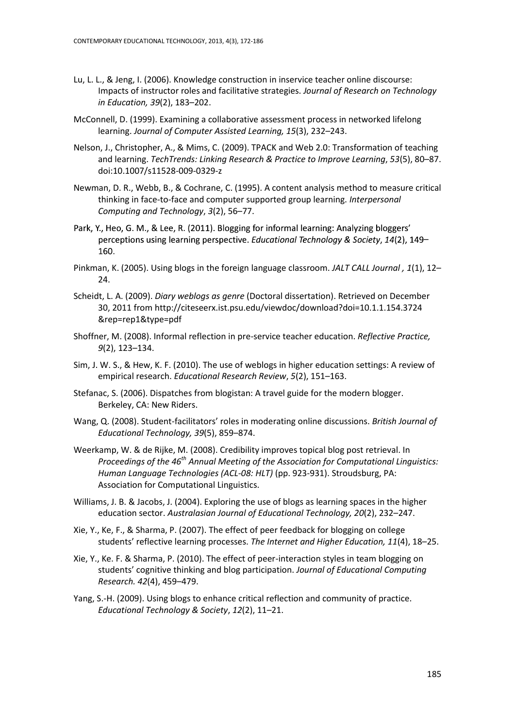Lu, L. L., & Jeng, I. (2006). Knowledge construction in inservice teacher online discourse: Impacts of instructor roles and facilitative strategies. *Journal of Research on Technology in Education, 39*(2), 183–202.

McConnell, D. (1999). Examining a collaborative assessment process in networked lifelong learning. *Journal of Computer Assisted Learning, 15*(3), 232–243.

Nelson, J., Christopher, A., & Mims, C. (2009). TPACK and Web 2.0: Transformation of teaching and learning. *TechTrends: Linking Research & Practice to Improve Learning*, *53*(5), 80–87. doi:10.1007/s11528-009-0329-z

Newman, D. R., Webb, B., & Cochrane, C. (1995). A content analysis method to measure critical thinking in face-to-face and computer supported group learning. *Interpersonal Computing and Technology*, *3*(2), 56–77.

Park, Y., Heo, G. M., & Lee, R. (2011). Blogging for informal learning: Analyzing bloggers' perceptions using learning perspective. *Educational Technology & Society*, *14*(2), 149–160.

Pinkman, K. (2005). Using blogs in the foreign language classroom. *JALT CALL Journal , 1*(1), 12–24.

Scheidt, L. A. (2009). *Diary weblogs as genre* (Doctoral dissertation). Retrieved on December 30, 2011 from http://citeseerx.ist.psu.edu/viewdoc/download?doi=10.1.1.154.3724 &rep=rep1&type=pdf

Shoffner, M. (2008). Informal reflection in pre-service teacher education. *Reflective Practice, 9*(2), 123–134.

Sim, J. W. S., & Hew, K. F. (2010). The use of weblogs in higher education settings: A review of empirical research. *Educational Research Review*, *5*(2), 151–163.

Stefanac, S. (2006). Dispatches from blogistan: A travel guide for the modern blogger. Berkeley, CA: New Riders.

Wang, Q. (2008). Student-facilitators' roles in moderating online discussions. *British Journal of Educational Technology, 39*(5), 859–874.

Weerkamp, W. & de Rijke, M. (2008). Credibility improves topical blog post retrieval. In *Proceedings of the 46th Annual Meeting of the Association for Computational Linguistics: Human Language Technologies (ACL-08: HLT)* (pp. 923-931). Stroudsburg, PA: Association for Computational Linguistics.

Williams, J. B. & Jacobs, J. (2004). Exploring the use of blogs as learning spaces in the higher education sector. *Australasian Journal of Educational Technology, 20*(2), 232–247.

Xie, Y., Ke, F., & Sharma, P. (2007). The effect of peer feedback for blogging on college students' reflective learning processes. *The Internet and Higher Education, 11*(4), 18–25.

Xie, Y., Ke. F. & Sharma, P. (2010). The effect of peer-interaction styles in team blogging on students' cognitive thinking and blog participation. *Journal of Educational Computing Research. 42*(4), 459–479.

Yang, S.-H. (2009). Using blogs to enhance critical reflection and community of practice. *Educational Technology & Society*, *12*(2), 11–21.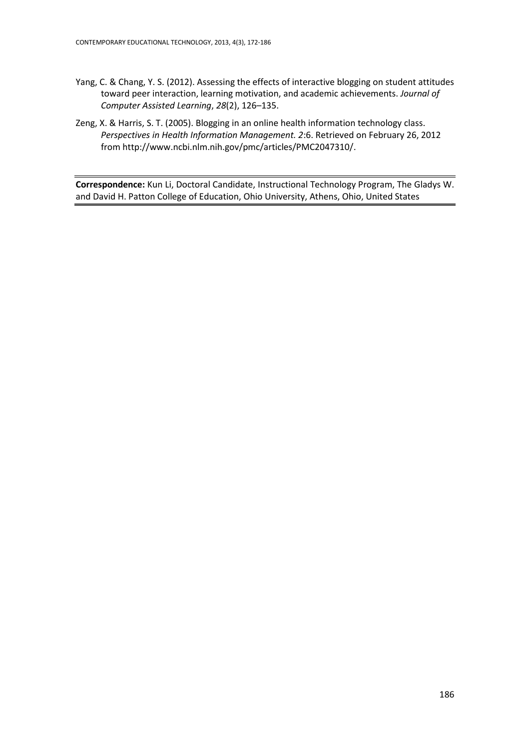Yang, C. & Chang, Y. S. (2012). Assessing the effects of interactive blogging on student attitudes toward peer interaction, learning motivation, and academic achievements. *Journal of Computer Assisted Learning*, *28*(2), 126–135.

Zeng, X. & Harris, S. T. (2005). Blogging in an online health information technology class. *Perspectives in Health Information Management. 2*:6. Retrieved on February 26, 2012 from http://www.ncbi.nlm.nih.gov/pmc/articles/PMC2047310/.

---

**Correspondence:** Kun Li, Doctoral Candidate, Instructional Technology Program, The Gladys W. and David H. Patton College of Education, Ohio University, Athens, Ohio, United States

---